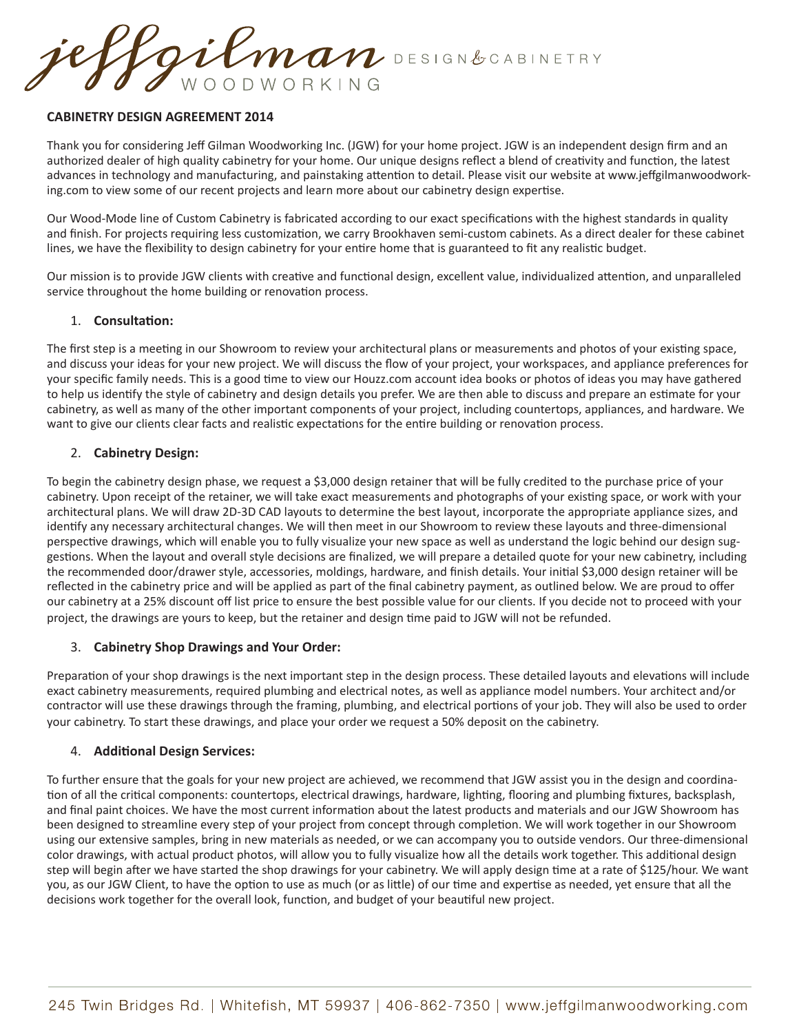jeffgilman WOODWORKING DESIGN & CABINETRY

**CABINETRY DESIGN AGREEMENT 2014**

Thank you for considering Jeff Gilman Woodworking Inc. (JGW) for your home project. JGW is an independent design firm and an authorized dealer of high quality cabinetry for your home. Our unique designs reflect a blend of creativity and function, the latest advances in technology and manufacturing, and painstaking attention to detail. Please visit our website at www.jeffgilmanwoodworking.com to view some of our recent projects and learn more about our cabinetry design expertise.

Our Wood-Mode line of Custom Cabinetry is fabricated according to our exact specifications with the highest standards in quality and finish. For projects requiring less customization, we carry Brookhaven semi-custom cabinets. As a direct dealer for these cabinet lines, we have the flexibility to design cabinetry for your entire home that is guaranteed to fit any realistic budget.

Our mission is to provide JGW clients with creative and functional design, excellent value, individualized attention, and unparalleled service throughout the home building or renovation process.

1. **Consultation:**

The first step is a meeting in our Showroom to review your architectural plans or measurements and photos of your existing space, and discuss your ideas for your new project. We will discuss the flow of your project, your workspaces, and appliance preferences for your specific family needs. This is a good time to view our Houzz.com account idea books or photos of ideas you may have gathered to help us identify the style of cabinetry and design details you prefer. We are then able to discuss and prepare an estimate for your cabinetry, as well as many of the other important components of your project, including countertops, appliances, and hardware. We want to give our clients clear facts and realistic expectations for the entire building or renovation process.

2. **Cabinetry Design:**

To begin the cabinetry design phase, we request a $3,000 design retainer that will be fully credited to the purchase price of your cabinetry. Upon receipt of the retainer, we will take exact measurements and photographs of your existing space, or work with your architectural plans. We will draw 2D-3D CAD layouts to determine the best layout, incorporate the appropriate appliance sizes, and identify any necessary architectural changes. We will then meet in our Showroom to review these layouts and three-dimensional perspective drawings, which will enable you to fully visualize your new space as well as understand the logic behind our design suggestions. When the layout and overall style decisions are finalized, we will prepare a detailed quote for your new cabinetry, including the recommended door/drawer style, accessories, moldings, hardware, and finish details. Your initial $3,000 design retainer will be reflected in the cabinetry price and will be applied as part of the final cabinetry payment, as outlined below. We are proud to offer our cabinetry at a 25% discount off list price to ensure the best possible value for our clients. If you decide not to proceed with your project, the drawings are yours to keep, but the retainer and design time paid to JGW will not be refunded.

3. **Cabinetry Shop Drawings and Your Order:**

Preparation of your shop drawings is the next important step in the design process. These detailed layouts and elevations will include exact cabinetry measurements, required plumbing and electrical notes, as well as appliance model numbers. Your architect and/or contractor will use these drawings through the framing, plumbing, and electrical portions of your job. They will also be used to order your cabinetry. To start these drawings, and place your order we request a 50% deposit on the cabinetry.

4. **Additional Design Services:**

To further ensure that the goals for your new project are achieved, we recommend that JGW assist you in the design and coordination of all the critical components: countertops, electrical drawings, hardware, lighting, flooring and plumbing fixtures, backsplash, and final paint choices. We have the most current information about the latest products and materials and our JGW Showroom has been designed to streamline every step of your project from concept through completion. We will work together in our Showroom using our extensive samples, bring in new materials as needed, or we can accompany you to outside vendors. Our three-dimensional color drawings, with actual product photos, will allow you to fully visualize how all the details work together. This additional design step will begin after we have started the shop drawings for your cabinetry. We will apply design time at a rate of $125/hour. We want you, as our JGW Client, to have the option to use as much (or as little) of our time and expertise as needed, yet ensure that all the decisions work together for the overall look, function, and budget of your beautiful new project.

245 Twin Bridges Rd. | Whitefish, MT 59937 | 406-862-7350 | www.jeffgilmanwoodworking.com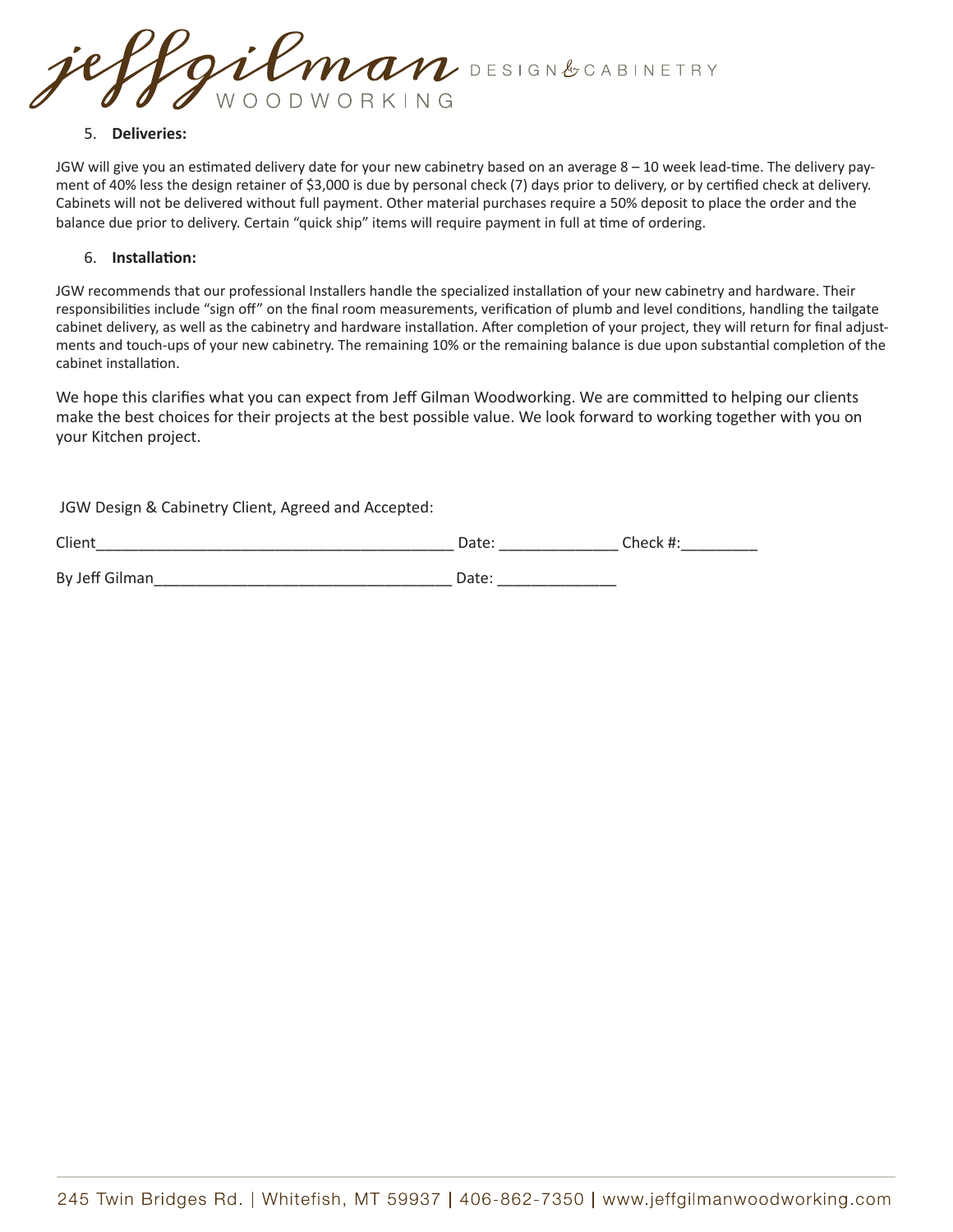5. **Deliveries:**

JGW will give you an estimated delivery date for your new cabinetry based on an average 8 – 10 week lead-time. The delivery payment of 40% less the design retainer of $3,000 is due by personal check (7) days prior to delivery, or by certified check at delivery. Cabinets will not be delivered without full payment. Other material purchases require a 50% deposit to place the order and the balance due prior to delivery. Certain “quick ship” items will require payment in full at time of ordering.

6. **Installation:**

JGW recommends that our professional Installers handle the specialized installation of your new cabinetry and hardware. Their responsibilities include “sign off” on the final room measurements, verification of plumb and level conditions, handling the tailgate cabinet delivery, as well as the cabinetry and hardware installation. After completion of your project, they will return for final adjustments and touch-ups of your new cabinetry. The remaining 10% or the remaining balance is due upon substantial completion of the cabinet installation.

We hope this clarifies what you can expect from Jeff Gilman Woodworking. We are committed to helping our clients make the best choices for their projects at the best possible value. We look forward to working together with you on your Kitchen project.

JGW Design & Cabinetry Client, Agreed and Accepted:

Client__________________________________________ Date: ______________ Check #:_________

By Jeff Gilman___________________________________ Date: ______________